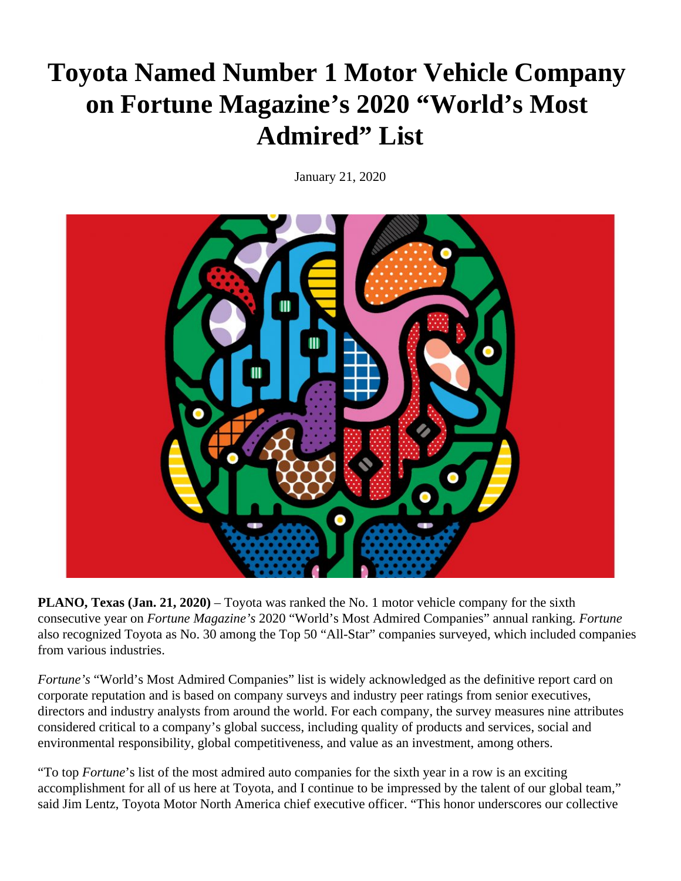# Toyota Named Number 1 Motor Vehicle Company on Fortune Magazine's 2020 "World's Most Admired" List

January 21, 2020

**PLANO, Texas (Jan. 21, 2020)** – Toyota was ranked the No. 1 motor vehicle company for the sixth consecutive year on *Fortune Magazine's* 2020 "World's Most Admired Companies" annual ranking. *Fortune* also recognized Toyota as No. 30 among the Top 50 "All-Star" companies surveyed, which included companies from various industries.

*Fortune's* "World's Most Admired Companies" list is widely acknowledged as the definitive report card on corporate reputation and is based on company surveys and industry peer ratings from senior executives, directors and industry analysts from around the world. For each company, the survey measures nine attributes considered critical to a company's global success, including quality of products and services, social and environmental responsibility, global competitiveness, and value as an investment, among others.

"To top *Fortune*'s list of the most admired auto companies for the sixth year in a row is an exciting accomplishment for all of us here at Toyota, and I continue to be impressed by the talent of our global team," said Jim Lentz, Toyota Motor North America chief executive officer. "This honor underscores our collective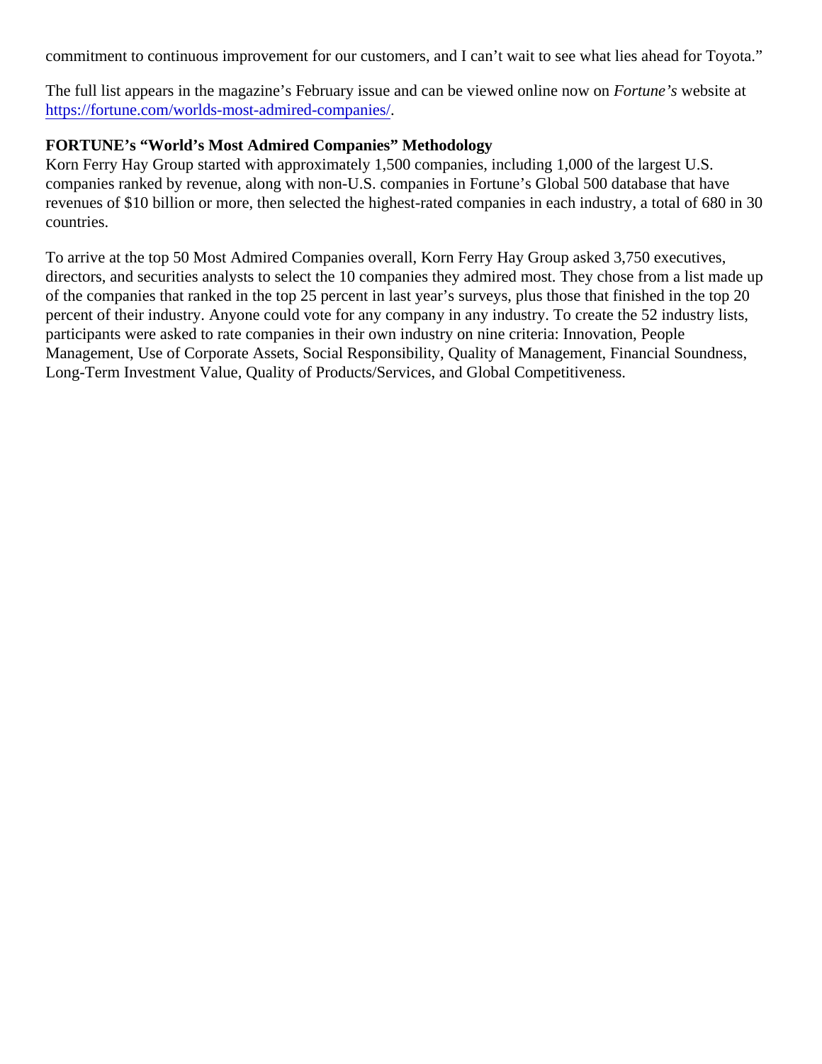commitment to continuous improvement for our customers, and I can't wait to see what lies ahead for Toyota."

The full list appears in the magazine's February issue and can be viewed online now on *Fortune's* website at https://fortune.com/worlds-most-admired-companies/.

**FORTUNE's "World's Most Admired Companies" Methodology**

Korn Ferry Hay Group started with approximately 1,500 companies, including 1,000 of the largest U.S. companies ranked by revenue, along with non-U.S. companies in Fortune's Global 500 database that have revenues of $10 billion or more, then selected the highest-rated companies in each industry, a total of 680 in 30 countries.

To arrive at the top 50 Most Admired Companies overall, Korn Ferry Hay Group asked 3,750 executives, directors, and securities analysts to select the 10 companies they admired most. They chose from a list made up of the companies that ranked in the top 25 percent in last year's surveys, plus those that finished in the top 20 percent of their industry. Anyone could vote for any company in any industry. To create the 52 industry lists, participants were asked to rate companies in their own industry on nine criteria: Innovation, People Management, Use of Corporate Assets, Social Responsibility, Quality of Management, Financial Soundness, Long-Term Investment Value, Quality of Products/Services, and Global Competitiveness.